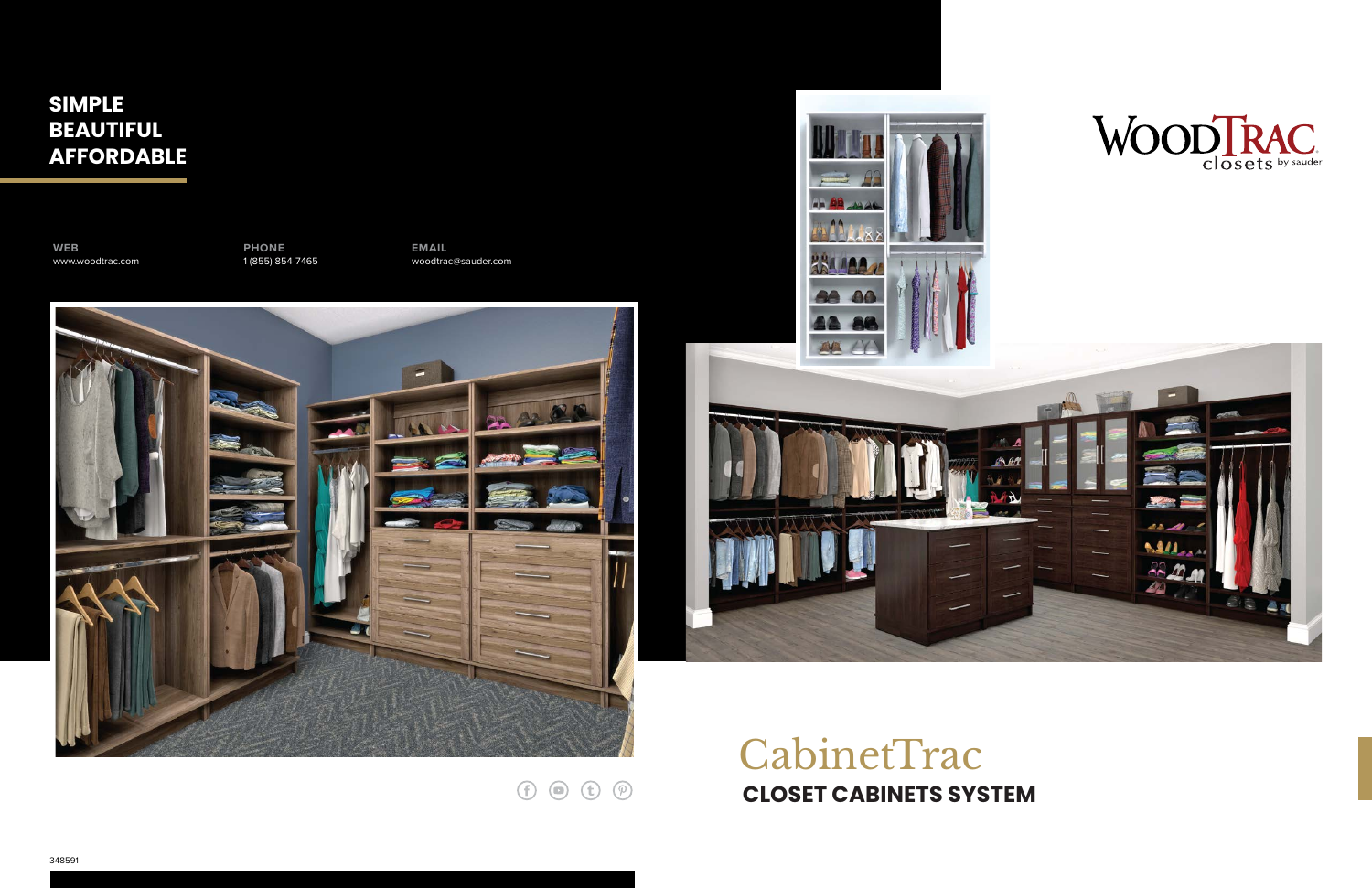**SIMPLE**
**BEAUTIFUL**
**AFFORDABLE**

**WEB**
www.woodtrac.com

**PHONE**
1 (855) 854-7465

**EMAIL**
woodtrac@sauder.com

WoodTrac closets by sauder

# CabinetTrac

## CLOSET CABINETS SYSTEM

348591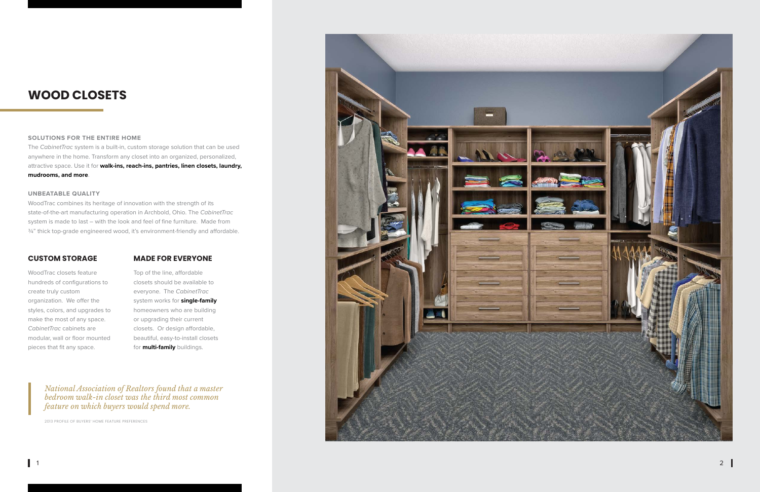# WOOD CLOSETS

### SOLUTIONS FOR THE ENTIRE HOME

The *CabinetTrac* system is a built-in, custom storage solution that can be used anywhere in the home. Transform any closet into an organized, personalized, attractive space. Use it for **walk-ins, reach-ins, pantries, linen closets, laundry, mudrooms, and more**.

### UNBEATABLE QUALITY

WoodTrac combines its heritage of innovation with the strength of its state-of-the-art manufacturing operation in Archbold, Ohio. The *CabinetTrac* system is made to last – with the look and feel of fine furniture. Made from ¾" thick top-grade engineered wood, it's environment-friendly and affordable.

## CUSTOM STORAGE

WoodTrac closets feature hundreds of configurations to create truly custom organization. We offer the styles, colors, and upgrades to make the most of any space. *CabinetTrac* cabinets are modular, wall or floor mounted pieces that fit any space.

## MADE FOR EVERYONE

Top of the line, affordable closets should be available to everyone. The *CabinetTrac* system works for **single-family** homeowners who are building or upgrading their current closets. Or design affordable, beautiful, easy-to-install closets for **multi-family** buildings.

> *National Association of Realtors found that a master bedroom walk-in closet was the third most common feature on which buyers would spend more.*
>
> 2013 PROFILE OF BUYERS' HOME FEATURE PREFERENCES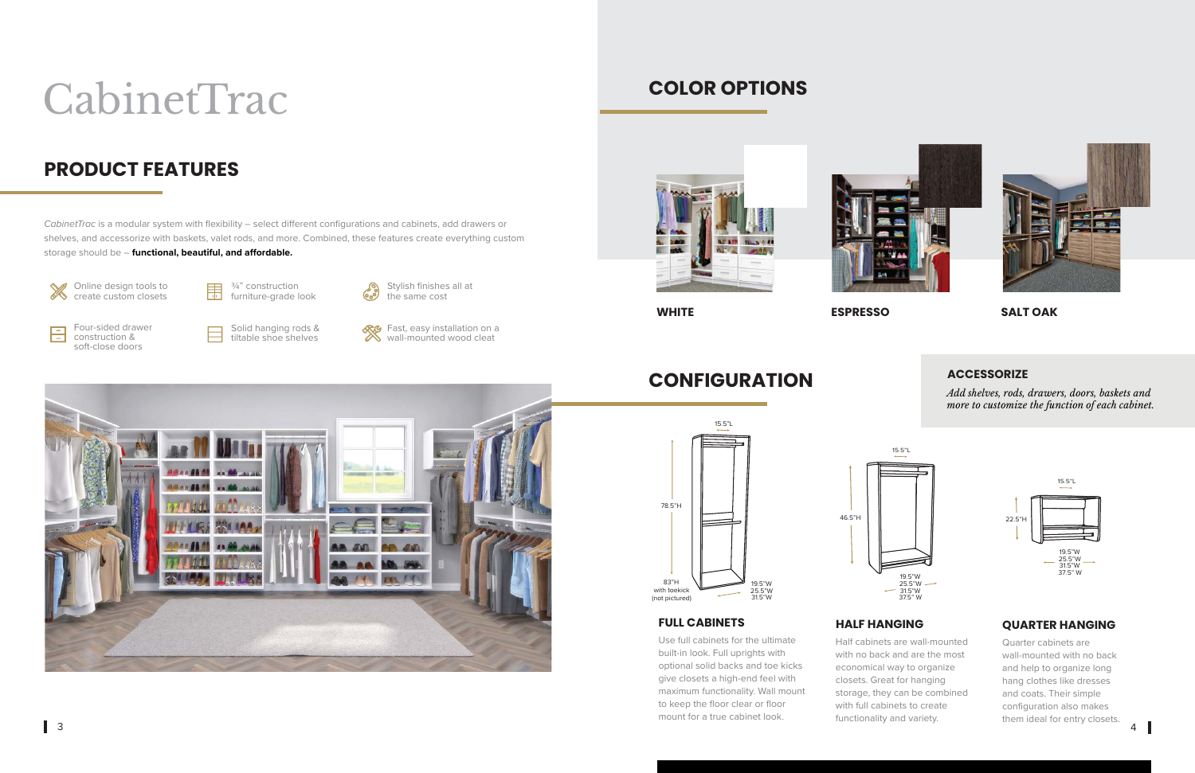# CabinetTrac

## PRODUCT FEATURES

*CabinetTrac* is a modular system with flexibility – select different configurations and cabinets, add drawers or shelves, and accessorize with baskets, valet rods, and more. Combined, these features create everything custom storage should be – **functional, beautiful, and affordable.**

- Online design tools to create custom closets
- ¾" construction furniture-grade look
- Stylish finishes all at the same cost
- Four-sided drawer construction & soft-close doors
- Solid hanging rods & tiltable shoe shelves
- Fast, easy installation on a wall-mounted wood cleat

## COLOR OPTIONS

**WHITE**

**ESPRESSO**

**SALT OAK**

## CONFIGURATION

### ACCESSORIZE

*Add shelves, rods, drawers, doors, baskets and more to customize the function of each cabinet.*

15.5"L
78.5"H
83"H with toekick (not pictured)
19.5"W
25.5"W
31.5"W

### FULL CABINETS

Use full cabinets for the ultimate built-in look. Full uprights with optional solid backs and toe kicks give closets a high-end feel with maximum functionality. Wall mount to keep the floor clear or floor mount for a true cabinet look.

15.5"L
46.5"H
19.5"W
25.5"W
31.5"W
37.5" W

### HALF HANGING

Half cabinets are wall-mounted with no back and are the most economical way to organize closets. Great for hanging storage, they can be combined with full cabinets to create functionality and variety.

15.5"L
22.5"H
19.5"W
25.5"W
31.5"W
37.5" W

### QUARTER HANGING

Quarter cabinets are wall-mounted with no back and help to organize long hang clothes like dresses and coats. Their simple configuration also makes them ideal for entry closets.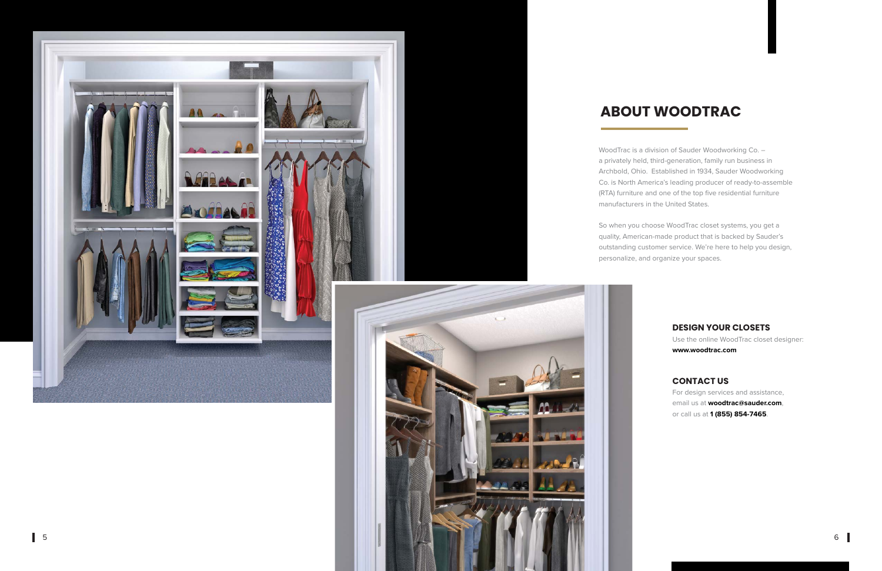## ABOUT WOODTRAC

WoodTrac is a division of Sauder Woodworking Co. – a privately held, third-generation, family run business in Archbold, Ohio. Established in 1934, Sauder Woodworking Co. is North America's leading producer of ready-to-assemble (RTA) furniture and one of the top five residential furniture manufacturers in the United States.

So when you choose WoodTrac closet systems, you get a quality, American-made product that is backed by Sauder's outstanding customer service. We're here to help you design, personalize, and organize your spaces.

### DESIGN YOUR CLOSETS

Use the online WoodTrac closet designer: **www.woodtrac.com**

### CONTACT US

For design services and assistance, email us at **woodtrac@sauder.com**, or call us at **1 (855) 854-7465**.